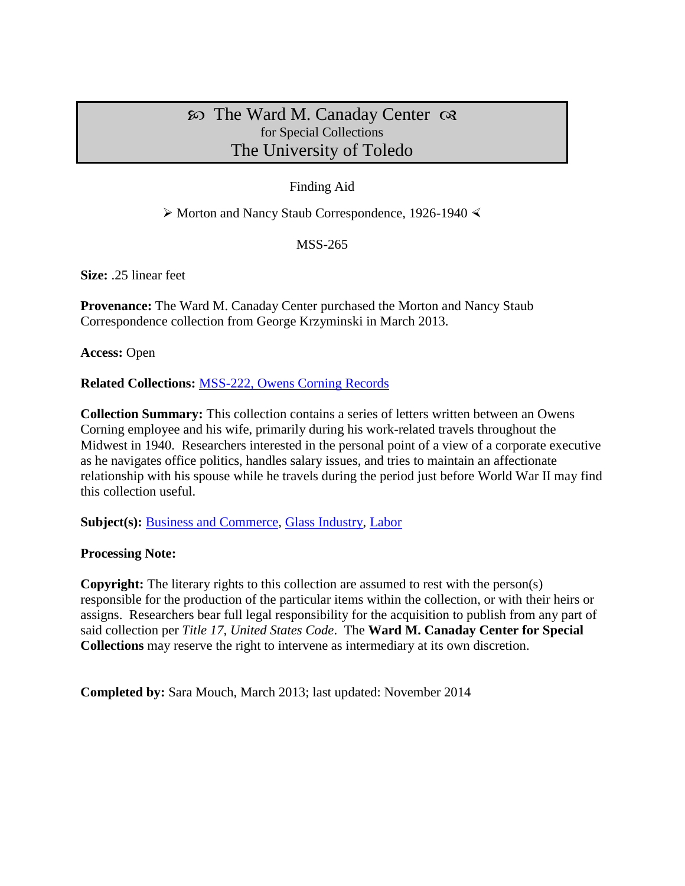# ℘ The Ward M. Canaday Center ℘
## for Special Collections
## The University of Toledo

Finding Aid

➢ Morton and Nancy Staub Correspondence, 1926-1940 ⋖

MSS-265

**Size:** .25 linear feet

**Provenance:** The Ward M. Canaday Center purchased the Morton and Nancy Staub Correspondence collection from George Krzyminski in March 2013.

**Access:** Open

**Related Collections:** MSS-222, Owens Corning Records

**Collection Summary:** This collection contains a series of letters written between an Owens Corning employee and his wife, primarily during his work-related travels throughout the Midwest in 1940. Researchers interested in the personal point of a view of a corporate executive as he navigates office politics, handles salary issues, and tries to maintain an affectionate relationship with his spouse while he travels during the period just before World War II may find this collection useful.

**Subject(s):** Business and Commerce, Glass Industry, Labor

**Processing Note:**

**Copyright:** The literary rights to this collection are assumed to rest with the person(s) responsible for the production of the particular items within the collection, or with their heirs or assigns. Researchers bear full legal responsibility for the acquisition to publish from any part of said collection per *Title 17, United States Code*. The **Ward M. Canaday Center for Special Collections** may reserve the right to intervene as intermediary at its own discretion.

**Completed by:** Sara Mouch, March 2013; last updated: November 2014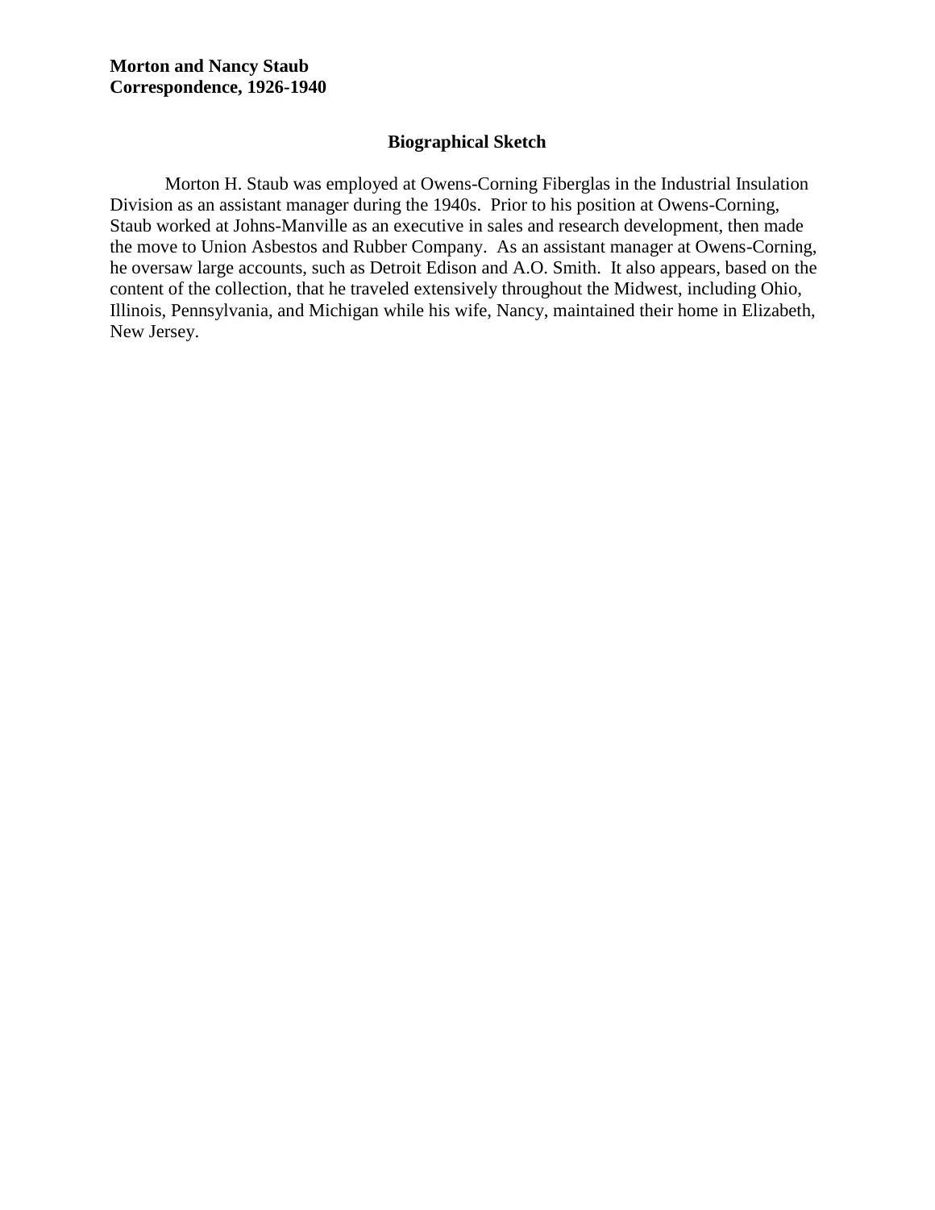**Morton and Nancy Staub**
**Correspondence, 1926-1940**

## Biographical Sketch

Morton H. Staub was employed at Owens-Corning Fiberglas in the Industrial Insulation Division as an assistant manager during the 1940s. Prior to his position at Owens-Corning, Staub worked at Johns-Manville as an executive in sales and research development, then made the move to Union Asbestos and Rubber Company. As an assistant manager at Owens-Corning, he oversaw large accounts, such as Detroit Edison and A.O. Smith. It also appears, based on the content of the collection, that he traveled extensively throughout the Midwest, including Ohio, Illinois, Pennsylvania, and Michigan while his wife, Nancy, maintained their home in Elizabeth, New Jersey.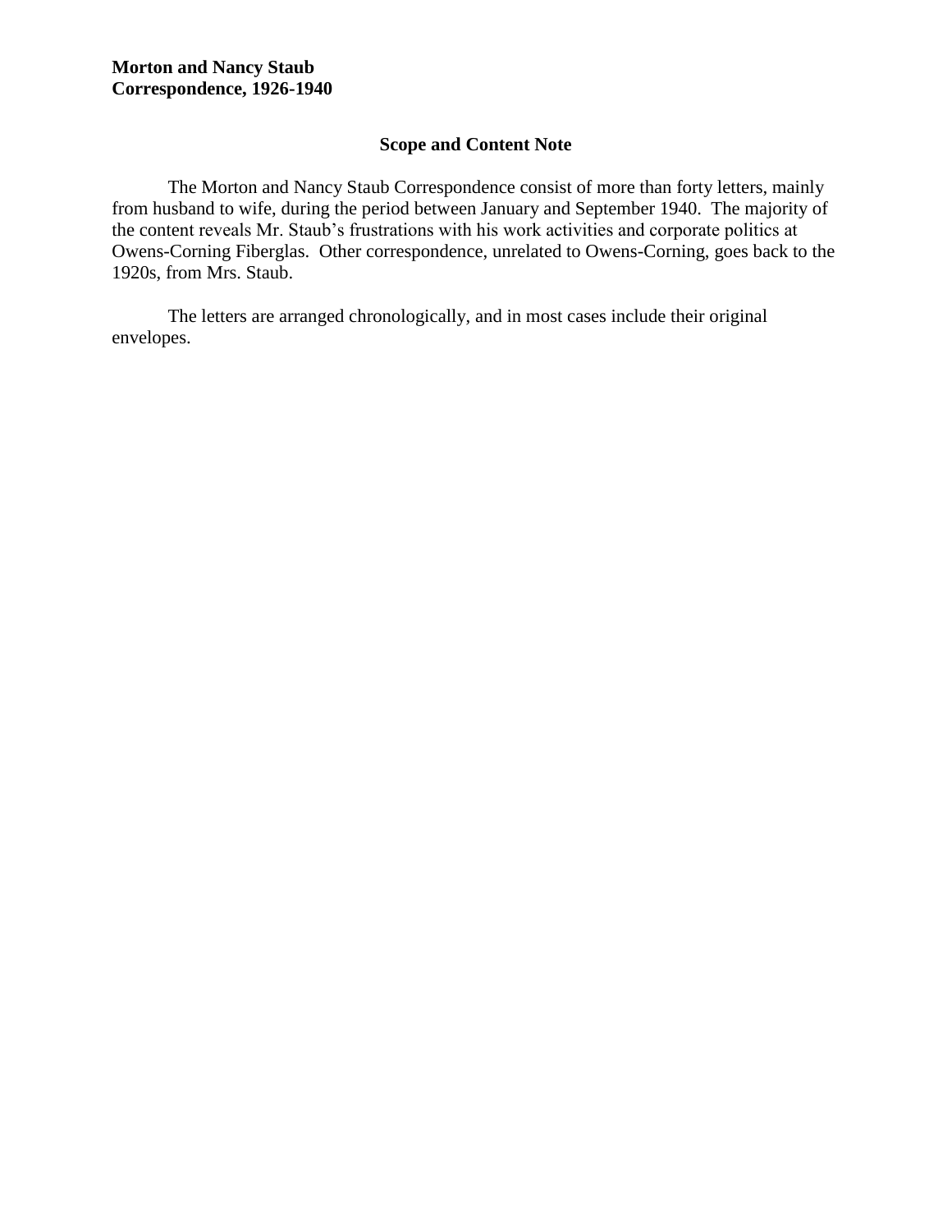**Morton and Nancy Staub**
**Correspondence, 1926-1940**

## Scope and Content Note

The Morton and Nancy Staub Correspondence consist of more than forty letters, mainly from husband to wife, during the period between January and September 1940. The majority of the content reveals Mr. Staub's frustrations with his work activities and corporate politics at Owens-Corning Fiberglas. Other correspondence, unrelated to Owens-Corning, goes back to the 1920s, from Mrs. Staub.

The letters are arranged chronologically, and in most cases include their original envelopes.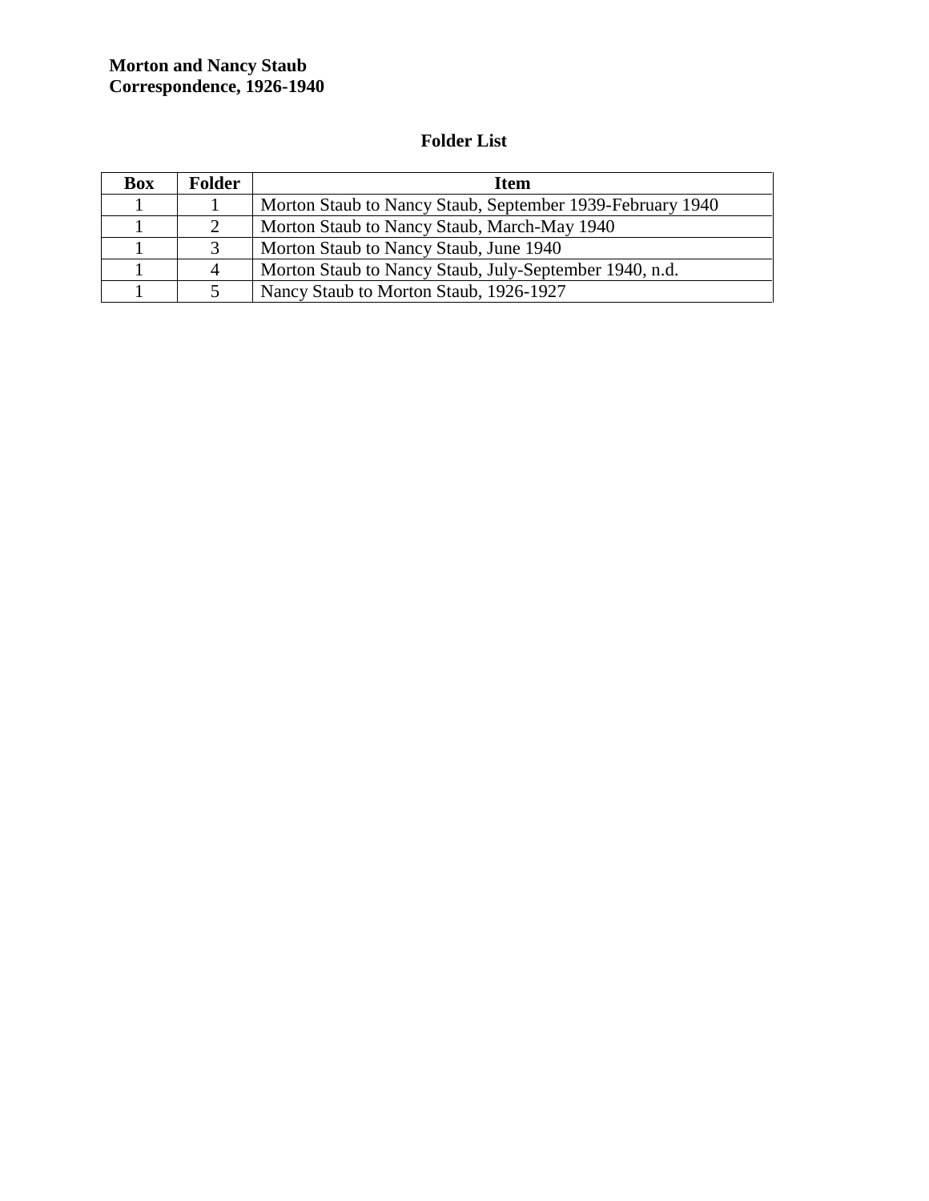**Morton and Nancy Staub**
**Correspondence, 1926-1940**

## Folder List

| Box | Folder | Item |
|---|---|---|
| 1 | 1 | Morton Staub to Nancy Staub, September 1939-February 1940 |
| 1 | 2 | Morton Staub to Nancy Staub, March-May 1940 |
| 1 | 3 | Morton Staub to Nancy Staub, June 1940 |
| 1 | 4 | Morton Staub to Nancy Staub, July-September 1940, n.d. |
| 1 | 5 | Nancy Staub to Morton Staub, 1926-1927 |